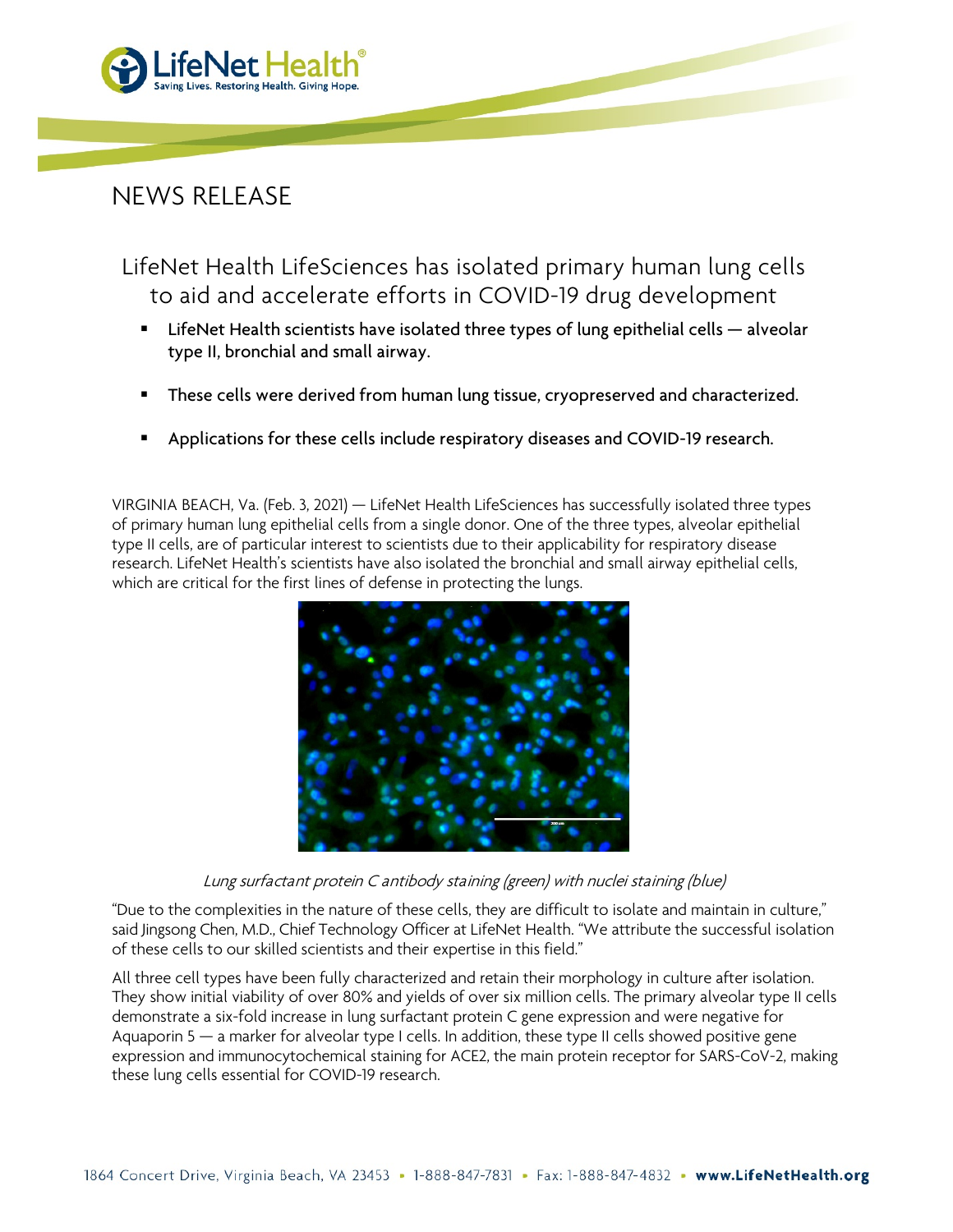# NEWS RELEASE

## LifeNet Health LifeSciences has isolated primary human lung cells to aid and accelerate efforts in COVID-19 drug development

- **LifeNet Health scientists have isolated three types of lung epithelial cells — alveolar type II, bronchial and small airway.**
- **These cells were derived from human lung tissue, cryopreserved and characterized.**
- **Applications for these cells include respiratory diseases and COVID-19 research.**

VIRGINIA BEACH, Va. (Feb. 3, 2021) — LifeNet Health LifeSciences has successfully isolated three types of primary human lung epithelial cells from a single donor. One of the three types, alveolar epithelial type II cells, are of particular interest to scientists due to their applicability for respiratory disease research. LifeNet Health's scientists have also isolated the bronchial and small airway epithelial cells, which are critical for the first lines of defense in protecting the lungs.

*Lung surfactant protein C antibody staining (green) with nuclei staining (blue)*

"Due to the complexities in the nature of these cells, they are difficult to isolate and maintain in culture," said Jingsong Chen, M.D., Chief Technology Officer at LifeNet Health. "We attribute the successful isolation of these cells to our skilled scientists and their expertise in this field."

All three cell types have been fully characterized and retain their morphology in culture after isolation. They show initial viability of over 80% and yields of over six million cells. The primary alveolar type II cells demonstrate a six-fold increase in lung surfactant protein C gene expression and were negative for Aquaporin 5 — a marker for alveolar type I cells. In addition, these type II cells showed positive gene expression and immunocytochemical staining for ACE2, the main protein receptor for SARS-CoV-2, making these lung cells essential for COVID-19 research.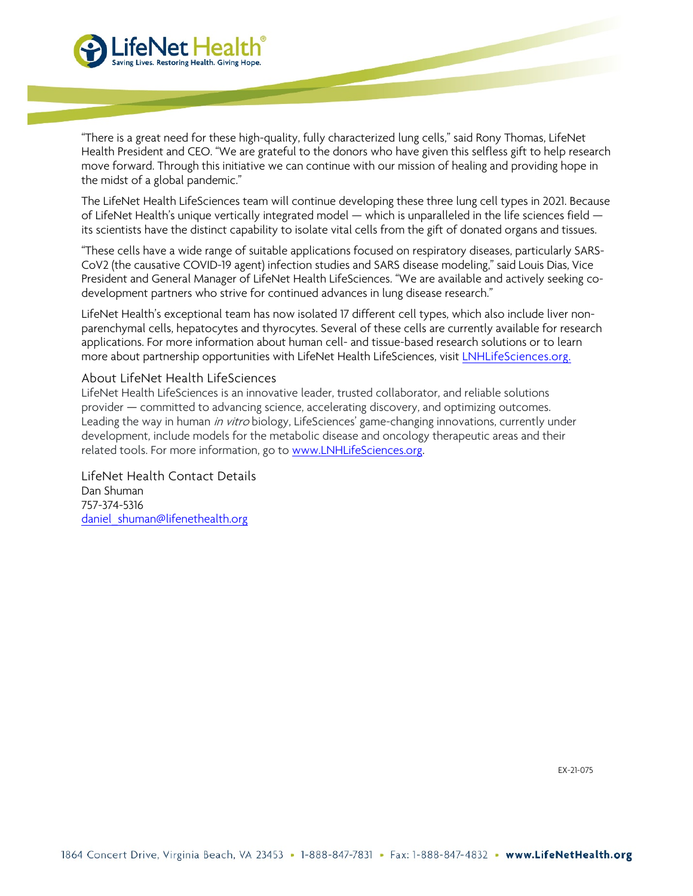"There is a great need for these high-quality, fully characterized lung cells," said Rony Thomas, LifeNet Health President and CEO. "We are grateful to the donors who have given this selfless gift to help research move forward. Through this initiative we can continue with our mission of healing and providing hope in the midst of a global pandemic."

The LifeNet Health LifeSciences team will continue developing these three lung cell types in 2021. Because of LifeNet Health's unique vertically integrated model — which is unparalleled in the life sciences field — its scientists have the distinct capability to isolate vital cells from the gift of donated organs and tissues.

"These cells have a wide range of suitable applications focused on respiratory diseases, particularly SARS-CoV2 (the causative COVID-19 agent) infection studies and SARS disease modeling," said Louis Dias, Vice President and General Manager of LifeNet Health LifeSciences. "We are available and actively seeking co-development partners who strive for continued advances in lung disease research."

LifeNet Health's exceptional team has now isolated 17 different cell types, which also include liver non-parenchymal cells, hepatocytes and thyrocytes. Several of these cells are currently available for research applications. For more information about human cell- and tissue-based research solutions or to learn more about partnership opportunities with LifeNet Health LifeSciences, visit LNHLifeSciences.org.

## About LifeNet Health LifeSciences

LifeNet Health LifeSciences is an innovative leader, trusted collaborator, and reliable solutions provider — committed to advancing science, accelerating discovery, and optimizing outcomes. Leading the way in human *in vitro* biology, LifeSciences' game-changing innovations, currently under development, include models for the metabolic disease and oncology therapeutic areas and their related tools. For more information, go to www.LNHLifeSciences.org.

## LifeNet Health Contact Details

Dan Shuman
757-374-5316
daniel_shuman@lifenethealth.org

EX-21-075

1864 Concert Drive, Virginia Beach, VA 23453 • 1-888-847-7831 • Fax: 1-888-847-4832 • **www.LifeNetHealth.org**